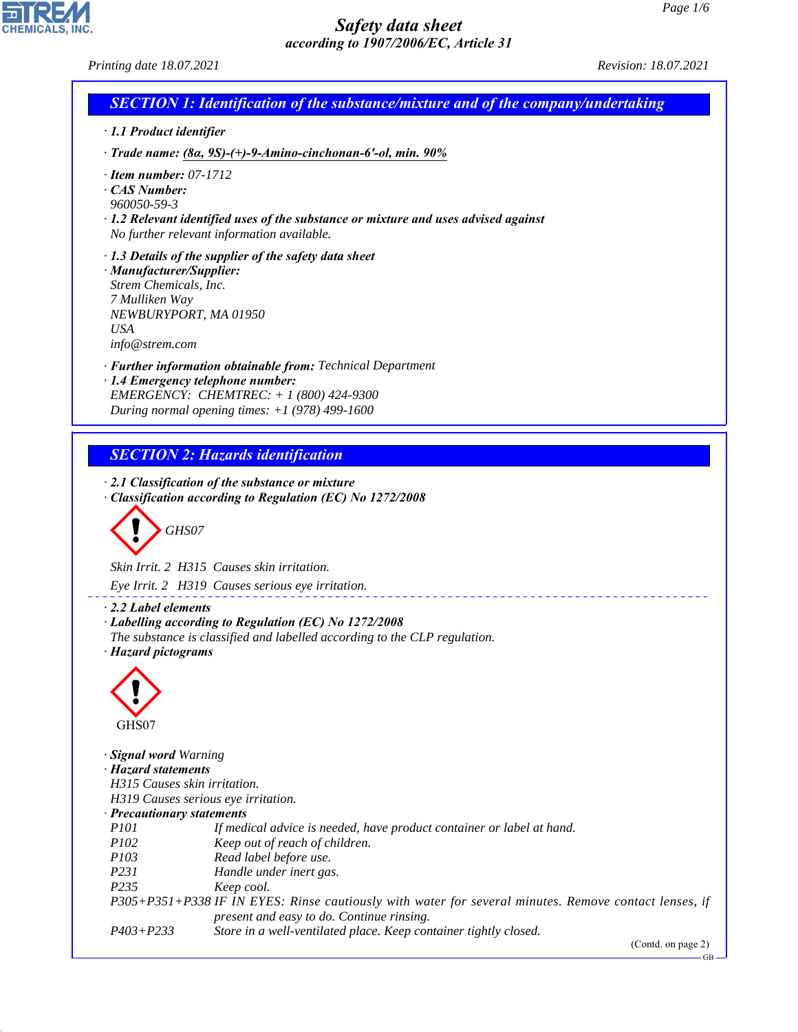# Safety data sheet

*according to 1907/2006/EC, Article 31*

Printing date 18.07.2021 Revision: 18.07.2021

## SECTION 1: Identification of the substance/mixture and of the company/undertaking

· **1.1 Product identifier**

· **Trade name: (8α, 9S)-(+)-9-Amino-cinchonan-6'-ol, min. 90%**

· **Item number:** 07-1712

· **CAS Number:**
960050-59-3

· **1.2 Relevant identified uses of the substance or mixture and uses advised against**
No further relevant information available.

· **1.3 Details of the supplier of the safety data sheet**

· **Manufacturer/Supplier:**
Strem Chemicals, Inc.
7 Mulliken Way
NEWBURYPORT, MA 01950
USA
info@strem.com

· **Further information obtainable from:** Technical Department

· **1.4 Emergency telephone number:**
EMERGENCY: CHEMTREC: + 1 (800) 424-9300
During normal opening times: +1 (978) 499-1600

## SECTION 2: Hazards identification

· **2.1 Classification of the substance or mixture**

· **Classification according to Regulation (EC) No 1272/2008**

GHS07

Skin Irrit. 2 H315 Causes skin irritation.

Eye Irrit. 2 H319 Causes serious eye irritation.

· **2.2 Label elements**

· **Labelling according to Regulation (EC) No 1272/2008**
The substance is classified and labelled according to the CLP regulation.

· **Hazard pictograms**

GHS07

· **Signal word** Warning

· **Hazard statements**
H315 Causes skin irritation.
H319 Causes serious eye irritation.

· **Precautionary statements**

| | |
|---|---|
| P101 | If medical advice is needed, have product container or label at hand. |
| P102 | Keep out of reach of children. |
| P103 | Read label before use. |
| P231 | Handle under inert gas. |
| P235 | Keep cool. |
| P305+P351+P338 | IF IN EYES: Rinse cautiously with water for several minutes. Remove contact lenses, if present and easy to do. Continue rinsing. |
| P403+P233 | Store in a well-ventilated place. Keep container tightly closed. |

(Contd. on page 2)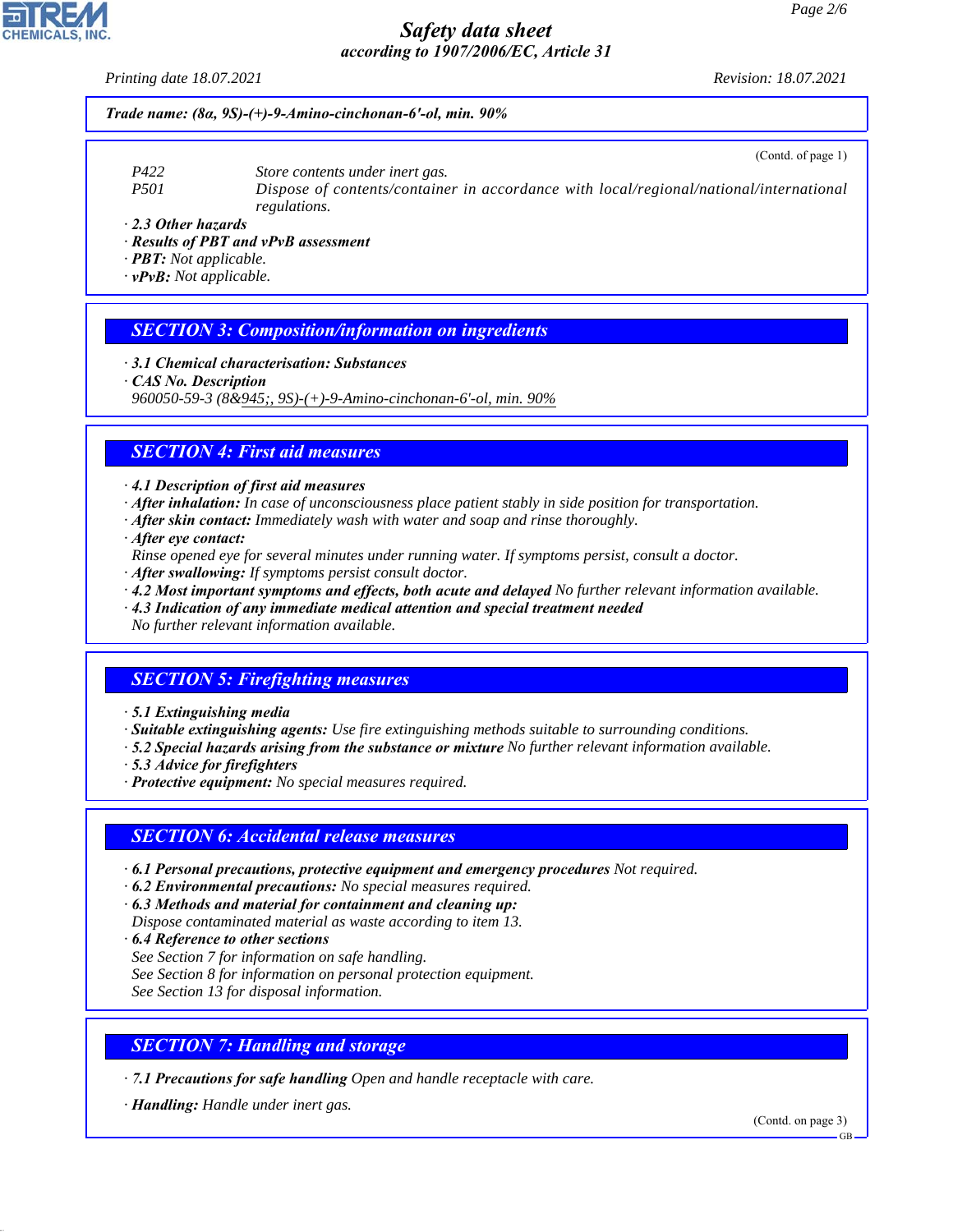**Trade name: (8α, 9S)-(+)-9-Amino-cinchonan-6'-ol, min. 90%**

(Contd. of page 1)

P422 Store contents under inert gas.
P501 Dispose of contents/container in accordance with local/regional/national/international regulations.

· **2.3 Other hazards**
· **Results of PBT and vPvB assessment**
· **PBT:** Not applicable.
· **vPvB:** Not applicable.

## SECTION 3: Composition/information on ingredients

· **3.1 Chemical characterisation: Substances**
· **CAS No. Description**
960050-59-3 (8&945;, 9S)-(+)-9-Amino-cinchonan-6'-ol, min. 90%

## SECTION 4: First aid measures

· **4.1 Description of first aid measures**
· **After inhalation:** In case of unconsciousness place patient stably in side position for transportation.
· **After skin contact:** Immediately wash with water and soap and rinse thoroughly.
· **After eye contact:**
Rinse opened eye for several minutes under running water. If symptoms persist, consult a doctor.
· **After swallowing:** If symptoms persist consult doctor.
· **4.2 Most important symptoms and effects, both acute and delayed** No further relevant information available.
· **4.3 Indication of any immediate medical attention and special treatment needed**
No further relevant information available.

## SECTION 5: Firefighting measures

· **5.1 Extinguishing media**
· **Suitable extinguishing agents:** Use fire extinguishing methods suitable to surrounding conditions.
· **5.2 Special hazards arising from the substance or mixture** No further relevant information available.
· **5.3 Advice for firefighters**
· **Protective equipment:** No special measures required.

## SECTION 6: Accidental release measures

· **6.1 Personal precautions, protective equipment and emergency procedures** Not required.
· **6.2 Environmental precautions:** No special measures required.
· **6.3 Methods and material for containment and cleaning up:**
Dispose contaminated material as waste according to item 13.
· **6.4 Reference to other sections**
See Section 7 for information on safe handling.
See Section 8 for information on personal protection equipment.
See Section 13 for disposal information.

## SECTION 7: Handling and storage

· **7.1 Precautions for safe handling** Open and handle receptacle with care.

· **Handling:** Handle under inert gas.

(Contd. on page 3)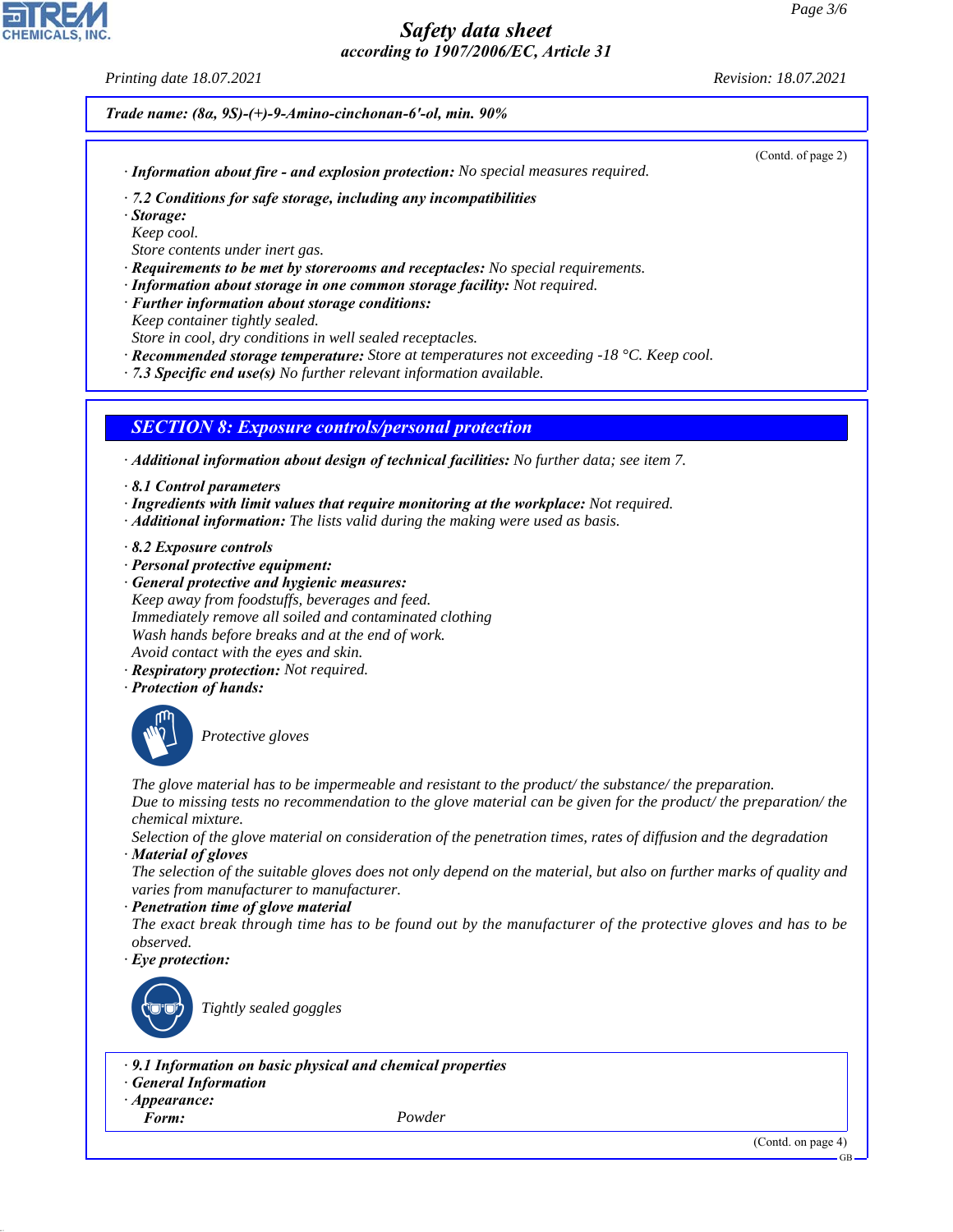Trade name: (8α, 9S)-(+)-9-Amino-cinchonan-6'-ol, min. 90%

(Contd. of page 2)

· **Information about fire - and explosion protection:** No special measures required.

· **7.2 Conditions for safe storage, including any incompatibilities**
· **Storage:**
Keep cool.
Store contents under inert gas.
· **Requirements to be met by storerooms and receptacles:** No special requirements.
· **Information about storage in one common storage facility:** Not required.
· **Further information about storage conditions:**
Keep container tightly sealed.
Store in cool, dry conditions in well sealed receptacles.
· **Recommended storage temperature:** Store at temperatures not exceeding -18 °C. Keep cool.
· **7.3 Specific end use(s)** No further relevant information available.

## SECTION 8: Exposure controls/personal protection

· **Additional information about design of technical facilities:** No further data; see item 7.

· **8.1 Control parameters**
· **Ingredients with limit values that require monitoring at the workplace:** Not required.
· **Additional information:** The lists valid during the making were used as basis.

· **8.2 Exposure controls**
· **Personal protective equipment:**
· **General protective and hygienic measures:**
Keep away from foodstuffs, beverages and feed.
Immediately remove all soiled and contaminated clothing
Wash hands before breaks and at the end of work.
Avoid contact with the eyes and skin.
· **Respiratory protection:** Not required.
· **Protection of hands:**

Protective gloves

The glove material has to be impermeable and resistant to the product/ the substance/ the preparation.
Due to missing tests no recommendation to the glove material can be given for the product/ the preparation/ the chemical mixture.
Selection of the glove material on consideration of the penetration times, rates of diffusion and the degradation
· **Material of gloves**
The selection of the suitable gloves does not only depend on the material, but also on further marks of quality and varies from manufacturer to manufacturer.
· **Penetration time of glove material**
The exact break through time has to be found out by the manufacturer of the protective gloves and has to be observed.
· **Eye protection:**

Tightly sealed goggles

· **9.1 Information on basic physical and chemical properties**
· **General Information**
· **Appearance:**
**Form:** Powder

(Contd. on page 4)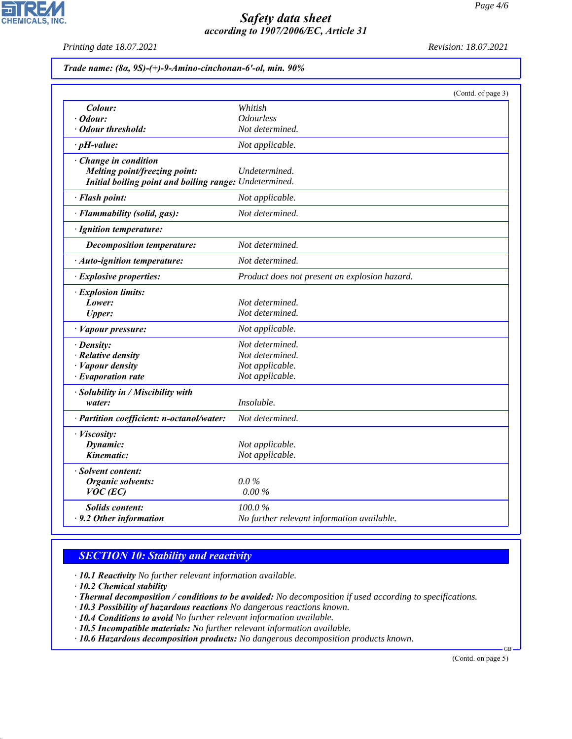**Trade name: (8α, 9S)-(+)-9-Amino-cinchonan-6'-ol, min. 90%**

(Contd. of page 3)

| | |
|---|---|
| **Colour:** | Whitish |
| · **Odour:** | Odourless |
| · **Odour threshold:** | Not determined. |
| · **pH-value:** | Not applicable. |
| · **Change in condition** | |
| **Melting point/freezing point:** | Undetermined. |
| **Initial boiling point and boiling range:** | Undetermined. |
| · **Flash point:** | Not applicable. |
| · **Flammability (solid, gas):** | Not determined. |
| · **Ignition temperature:** | |
| **Decomposition temperature:** | Not determined. |
| · **Auto-ignition temperature:** | Not determined. |
| · **Explosive properties:** | Product does not present an explosion hazard. |
| · **Explosion limits:** | |
| **Lower:** | Not determined. |
| **Upper:** | Not determined. |
| · **Vapour pressure:** | Not applicable. |
| · **Density:** | Not determined. |
| · **Relative density** | Not determined. |
| · **Vapour density** | Not applicable. |
| · **Evaporation rate** | Not applicable. |
| · **Solubility in / Miscibility with water:** | Insoluble. |
| · **Partition coefficient: n-octanol/water:** | Not determined. |
| · **Viscosity:** | |
| **Dynamic:** | Not applicable. |
| **Kinematic:** | Not applicable. |
| · **Solvent content:** | |
| **Organic solvents:** | 0.0 % |
| **VOC (EC)** | 0.00 % |
| **Solids content:** | 100.0 % |
| · **9.2 Other information** | No further relevant information available. |

## SECTION 10: Stability and reactivity

· **10.1 Reactivity** No further relevant information available.
· **10.2 Chemical stability**
· **Thermal decomposition / conditions to be avoided:** No decomposition if used according to specifications.
· **10.3 Possibility of hazardous reactions** No dangerous reactions known.
· **10.4 Conditions to avoid** No further relevant information available.
· **10.5 Incompatible materials:** No further relevant information available.
· **10.6 Hazardous decomposition products:** No dangerous decomposition products known.

(Contd. on page 5)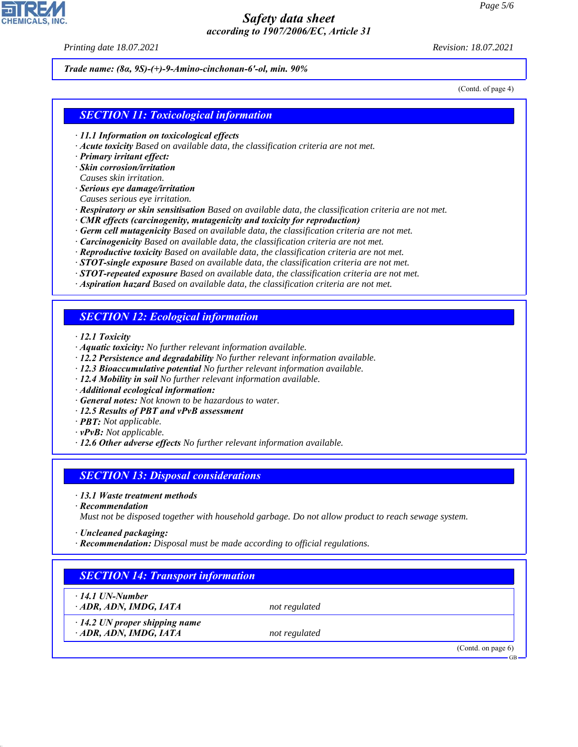**Trade name: (8α, 9S)-(+)-9-Amino-cinchonan-6'-ol, min. 90%**

(Contd. of page 4)

## SECTION 11: Toxicological information

- **11.1 Information on toxicological effects**
- **Acute toxicity** Based on available data, the classification criteria are not met.
- **Primary irritant effect:**
- **Skin corrosion/irritation**
  Causes skin irritation.
- **Serious eye damage/irritation**
  Causes serious eye irritation.
- **Respiratory or skin sensitisation** Based on available data, the classification criteria are not met.
- **CMR effects (carcinogenity, mutagenicity and toxicity for reproduction)**
- **Germ cell mutagenicity** Based on available data, the classification criteria are not met.
- **Carcinogenicity** Based on available data, the classification criteria are not met.
- **Reproductive toxicity** Based on available data, the classification criteria are not met.
- **STOT-single exposure** Based on available data, the classification criteria are not met.
- **STOT-repeated exposure** Based on available data, the classification criteria are not met.
- **Aspiration hazard** Based on available data, the classification criteria are not met.

## SECTION 12: Ecological information

- **12.1 Toxicity**
- **Aquatic toxicity:** No further relevant information available.
- **12.2 Persistence and degradability** No further relevant information available.
- **12.3 Bioaccumulative potential** No further relevant information available.
- **12.4 Mobility in soil** No further relevant information available.
- **Additional ecological information:**
- **General notes:** Not known to be hazardous to water.
- **12.5 Results of PBT and vPvB assessment**
- **PBT:** Not applicable.
- **vPvB:** Not applicable.
- **12.6 Other adverse effects** No further relevant information available.

## SECTION 13: Disposal considerations

- **13.1 Waste treatment methods**
- **Recommendation**
  Must not be disposed together with household garbage. Do not allow product to reach sewage system.

- **Uncleaned packaging:**
- **Recommendation:** Disposal must be made according to official regulations.

## SECTION 14: Transport information

| | |
|---|---|
| **14.1 UN-Number** | |
| **ADR, ADN, IMDG, IATA** | not regulated |
| **14.2 UN proper shipping name** | |
| **ADR, ADN, IMDG, IATA** | not regulated |

(Contd. on page 6)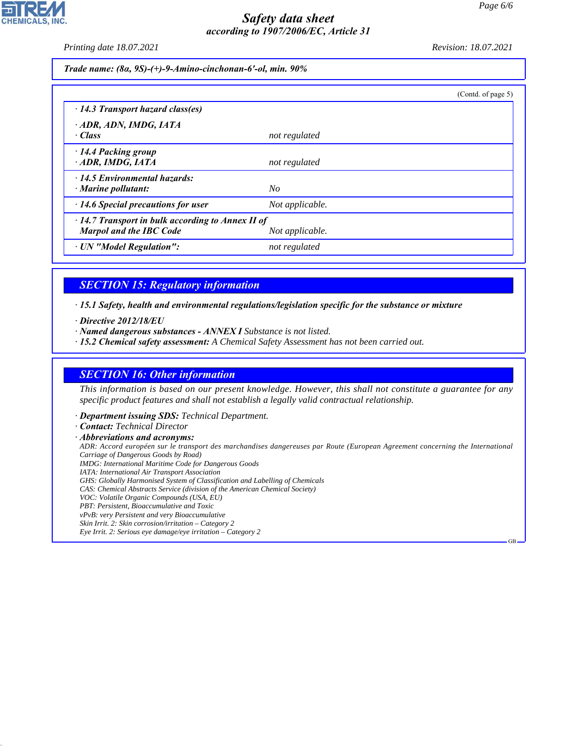**Trade name: (8α, 9S)-(+)-9-Amino-cinchonan-6'-ol, min. 90%**

(Contd. of page 5)

**· 14.3 Transport hazard class(es)**

| | |
|---|---|
| **· ADR, ADN, IMDG, IATA** | |
| **· Class** | not regulated |
| **· 14.4 Packing group** | |
| **· ADR, IMDG, IATA** | not regulated |
| **· 14.5 Environmental hazards:** | |
| **· Marine pollutant:** | No |
| **· 14.6 Special precautions for user** | Not applicable. |
| **· 14.7 Transport in bulk according to Annex II of Marpol and the IBC Code** | Not applicable. |
| **· UN "Model Regulation":** | not regulated |

## SECTION 15: Regulatory information

**· 15.1 Safety, health and environmental regulations/legislation specific for the substance or mixture**

**· Directive 2012/18/EU**
**· Named dangerous substances - ANNEX I** Substance is not listed.
**· 15.2 Chemical safety assessment:** A Chemical Safety Assessment has not been carried out.

## SECTION 16: Other information

This information is based on our present knowledge. However, this shall not constitute a guarantee for any specific product features and shall not establish a legally valid contractual relationship.

**· Department issuing SDS:** Technical Department.
**· Contact:** Technical Director
**· Abbreviations and acronyms:**
ADR: Accord européen sur le transport des marchandises dangereuses par Route (European Agreement concerning the International Carriage of Dangerous Goods by Road)
IMDG: International Maritime Code for Dangerous Goods
IATA: International Air Transport Association
GHS: Globally Harmonised System of Classification and Labelling of Chemicals
CAS: Chemical Abstracts Service (division of the American Chemical Society)
VOC: Volatile Organic Compounds (USA, EU)
PBT: Persistent, Bioaccumulative and Toxic
vPvB: very Persistent and very Bioaccumulative
Skin Irrit. 2: Skin corrosion/irritation – Category 2
Eye Irrit. 2: Serious eye damage/eye irritation – Category 2